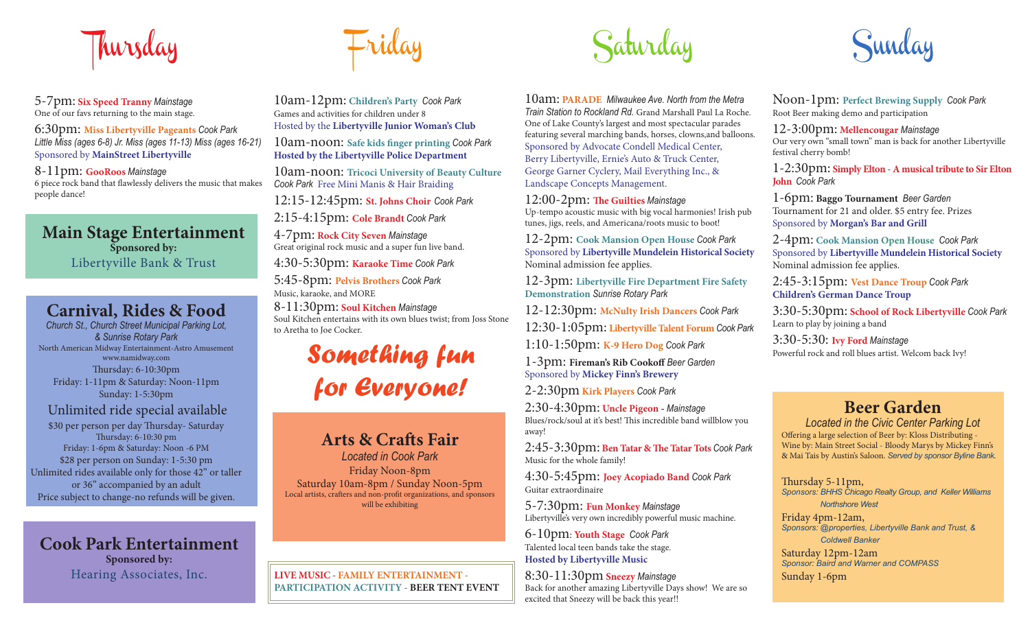# Thursday

5-7pm: **Six Speed Tranny** *Mainstage*
One of our favs returning to the main stage.

6:30pm: **Miss Libertyville Pageants** *Cook Park*
*Little Miss (ages 6-8) Jr. Miss (ages 11-13) Miss (ages 16-21)*
Sponsored by **MainStreet Libertyville**

8-11pm: **GooRoos** *Mainstage*
6 piece rock band that flawlessly delivers the music that makes people dance!

## Main Stage Entertainment
**Sponsored by:**
Libertyville Bank & Trust

## Carnival, Rides & Food
*Church St., Church Street Municipal Parking Lot, & Sunrise Rotary Park*
North American Midway Entertainment-Astro Amusement
www.namidway.com
Thursday: 6-10:30pm
Friday: 1-11pm & Saturday: Noon-11pm
Sunday: 1-5:30pm

### Unlimited ride special available
$30 per person per day Thursday- Saturday
Thursday: 6-10:30 pm
Friday: 1-6pm & Saturday: Noon -6 PM
$28 per person on Sunday: 1-5:30 pm
Unlimited rides available only for those 42" or taller or 36" accompanied by an adult
Price subject to change-no refunds will be given.

## Cook Park Entertainment
**Sponsored by:**
Hearing Associates, Inc.

# Friday

10am-12pm: **Children's Party** *Cook Park*
Games and activities for children under 8
Hosted by the **Libertyville Junior Woman's Club**

10am-noon: **Safe kids finger printing** *Cook Park*
**Hosted by the Libertyville Police Department**

10am-noon: **Tricoci University of Beauty Culture** *Cook Park* Free Mini Manis & Hair Braiding

12:15-12:45pm: **St. Johns Choir** *Cook Park*

2:15-4:15pm: **Cole Brandt** *Cook Park*

4-7pm: **Rock City Seven** *Mainstage*
Great original rock music and a super fun live band.

4:30-5:30pm: **Karaoke Time** *Cook Park*

5:45-8pm: **Pelvis Brothers** *Cook Park*
Music, karaoke, and MORE

8-11:30pm: **Soul Kitchen** *Mainstage*
Soul Kitchen entertains with its own blues twist; from Joss Stone to Aretha to Joe Cocker.

***Something fun for Everyone!***

## Arts & Crafts Fair
*Located in Cook Park*
Friday Noon-8pm
Saturday 10am-8pm / Sunday Noon-5pm
Local artists, crafters and non-profit organizations, and sponsors will be exhibiting

**LIVE MUSIC - FAMILY ENTERTAINMENT - PARTICIPATION ACTIVITY - BEER TENT EVENT**

# Saturday

10am: **PARADE** *Milwaukee Ave. North from the Metra Train Station to Rockland Rd.* Grand Marshall Paul La Roche. One of Lake County's largest and most spectacular parades featuring several marching bands, horses, clowns,and balloons. Sponsored by Advocate Condell Medical Center, Berry Libertyville, Ernie's Auto & Truck Center, George Garner Cyclery, Mail Everything Inc., & Landscape Concepts Management.

12:00-2pm: **The Guilties** *Mainstage*
Up-tempo acoustic music with big vocal harmonies! Irish pub tunes, jigs, reels, and Americana/roots music to boot!

12-2pm: **Cook Mansion Open House** *Cook Park*
Sponsored by **Libertyville Mundelein Historical Society**
Nominal admission fee applies.

12-3pm: **Libertyville Fire Department Fire Safety Demonstration** *Sunrise Rotary Park*

12-12:30pm: **McNulty Irish Dancers** *Cook Park*

12:30-1:05pm: **Libertyville Talent Forum** *Cook Park*

1:10-1:50pm: **K-9 Hero Dog** *Cook Park*

1-3pm: **Fireman's Rib Cookoff** *Beer Garden*
Sponsored by **Mickey Finn's Brewery**

2-2:30pm **Kirk Players** *Cook Park*

2:30-4:30pm: **Uncle Pigeon** - *Mainstage*
Blues/rock/soul at it's best! This incredible band willblow you away!

2:45-3:30pm: **Ben Tatar & The Tatar Tots** *Cook Park*
Music for the whole family!

4:30-5:45pm: **Joey Acopiado Band** *Cook Park*
Guitar extraordinaire

5-7:30pm: **Fun Monkey** *Mainstage*
Libertyville's very own incredibly powerful music machine.

6-10pm: **Youth Stage** *Cook Park*
Talented local teen bands take the stage.
**Hosted by Libertyville Music**

8:30-11:30pm **Sneezy** *Mainstage*
Back for another amazing Libertyville Days show! We are so excited that Sneezy will be back this year!!

# Sunday

Noon-1pm: **Perfect Brewing Supply** *Cook Park*
Root Beer making demo and participation

12-3:00pm: **Mellencougar** *Mainstage*
Our very own "small town" man is back for another Libertyville festival cherry bomb!

1-2:30pm: **Simply Elton - A musical tribute to Sir Elton John** *Cook Park*

1-6pm: **Baggo Tournament** *Beer Garden*
Tournament for 21 and older. $5 entry fee. Prizes
Sponsored by **Morgan's Bar and Grill**

2-4pm: **Cook Mansion Open House** *Cook Park*
Sponsored by **Libertyville Mundelein Historical Society**
Nominal admission fee applies.

2:45-3:15pm: **Vest Dance Troup** *Cook Park*
**Children's German Dance Troup**

3:30-5:30pm: **School of Rock Libertyville** *Cook Park*
Learn to play by joining a band

3:30-5:30: **Ivy Ford** *Mainstage*
Powerful rock and roll blues artist. Welcom back Ivy!

## Beer Garden
*Located in the Civic Center Parking Lot*
Offering a large selection of Beer by: Kloss Distributing - Wine by: Main Street Social - Bloody Marys by Mickey Finn's & Mai Tais by Austin's Saloon. *Served by sponsor Byline Bank.*

Thursday 5-11pm,
*Sponsors: BHHS Chicago Realty Group, and Keller Williams Northshore West*

Friday 4pm-12am,
*Sponsors: @properties, Libertyville Bank and Trust, & Coldwell Banker*

Saturday 12pm-12am
*Sponsor: Baird and Warner and COMPASS*

Sunday 1-6pm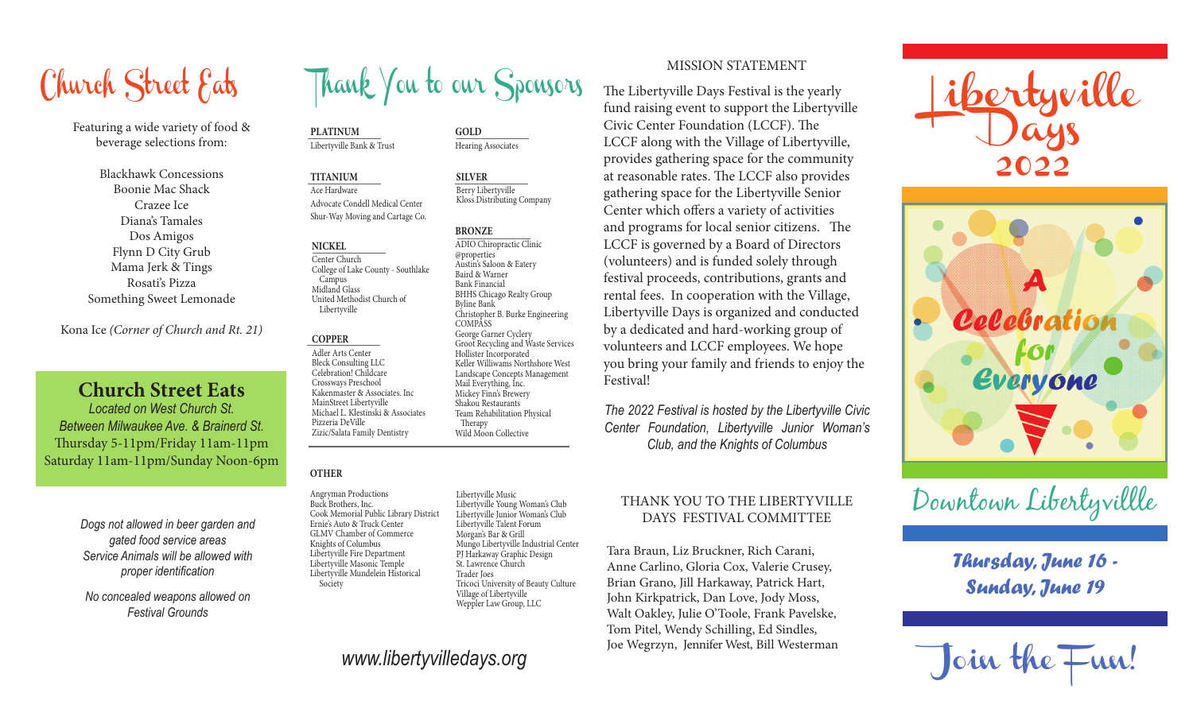# Church Street Eats

Featuring a wide variety of food & beverage selections from:

Blackhawk Concessions
Boonie Mac Shack
Crazee Ice
Diana's Tamales
Dos Amigos
Flynn D City Grub
Mama Jerk & Tings
Rosati's Pizza
Something Sweet Lemonade

Kona Ice *(Corner of Church and Rt. 21)*

## Church Street Eats

*Located on West Church St.*
*Between Milwaukee Ave. & Brainerd St.*
Thursday 5-11pm/Friday 11am-11pm
Saturday 11am-11pm/Sunday Noon-6pm

*Dogs not allowed in beer garden and gated food service areas*
*Service Animals will be allowed with proper identification*

*No concealed weapons allowed on Festival Grounds*

# Thank You to our Sponsors

**PLATINUM**
Libertyville Bank & Trust

**TITANIUM**
Ace Hardware
Advocate Condell Medical Center
Shur-Way Moving and Cartage Co.

**NICKEL**
Center Church
College of Lake County - Southlake Campus
Midland Glass
United Methodist Church of Libertyville

**COPPER**
Adler Arts Center
Bleck Consulting LLC
Celebration! Childcare
Crossways Preschool
Kakenmaster & Associates. Inc
MainStreet Libertyville
Michael L. Klestinski & Associates
Pizzeria DeVille
Zizic/Salata Family Dentistry

**GOLD**
Hearing Associates

**SILVER**
Berry Libertyville
Kloss Distributing Company

**BRONZE**
ADIO Chiropractic Clinic
@properties
Austin's Saloon & Eatery
Baird & Warner
Bank Financial
BHHS Chicago Realty Group
Byline Bank
Christopher B. Burke Engineering
COMPASS
George Garner Cyclery
Groot Recycling and Waste Services
Hollister Incorporated
Keller Williwams Northshore West
Landscape Concepts Management
Mail Everything, Inc.
Mickey Finn's Brewery
Shakou Restaurants
Team Rehabilitation Physical Therapy
Wild Moon Collective

**OTHER**
Angryman Productions
Buck Brothers, Inc.
Cook Memorial Public Library District
Ernie's Auto & Truck Center
GLMV Chamber of Commerce
Knights of Columbus
Libertyville Fire Department
Libertyville Masonic Temple
Libertyville Mundelein Historical Society
Libertyville Music
Libertyville Young Woman's Club
Libertyville Junior Woman's Club
Libertyville Talent Forum
Morgan's Bar & Grill
Mungo Libertyville Industrial Center
PJ Harkaway Graphic Design
St. Lawrence Church
Trader Joes
Tricoci University of Beauty Culture
Village of Libertyville
Weppler Law Group, LLC

*www.libertyvilledays.org*

## MISSION STATEMENT

The Libertyville Days Festival is the yearly fund raising event to support the Libertyville Civic Center Foundation (LCCF). The LCCF along with the Village of Libertyville, provides gathering space for the community at reasonable rates. The LCCF also provides gathering space for the Libertyville Senior Center which offers a variety of activities and programs for local senior citizens. The LCCF is governed by a Board of Directors (volunteers) and is funded solely through festival proceeds, contributions, grants and rental fees. In cooperation with the Village, Libertyville Days is organized and conducted by a dedicated and hard-working group of volunteers and LCCF employees. We hope you bring your family and friends to enjoy the Festival!

*The 2022 Festival is hosted by the Libertyville Civic Center Foundation, Libertyville Junior Woman's Club, and the Knights of Columbus*

## THANK YOU TO THE LIBERTYVILLE DAYS FESTIVAL COMMITTEE

Tara Braun, Liz Bruckner, Rich Carani, Anne Carlino, Gloria Cox, Valerie Crusey, Brian Grano, Jill Harkaway, Patrick Hart, John Kirkpatrick, Dan Love, Jody Moss, Walt Oakley, Julie O'Toole, Frank Pavelske, Tom Pitel, Wendy Schilling, Ed Sindles, Joe Wegrzyn, Jennifer West, Bill Westerman

# Libertyville Days 2022

A Celebration for Everyone

## Downtown Libertyville

**Thursday, June 16 - Sunday, June 19**

## Join the Fun!